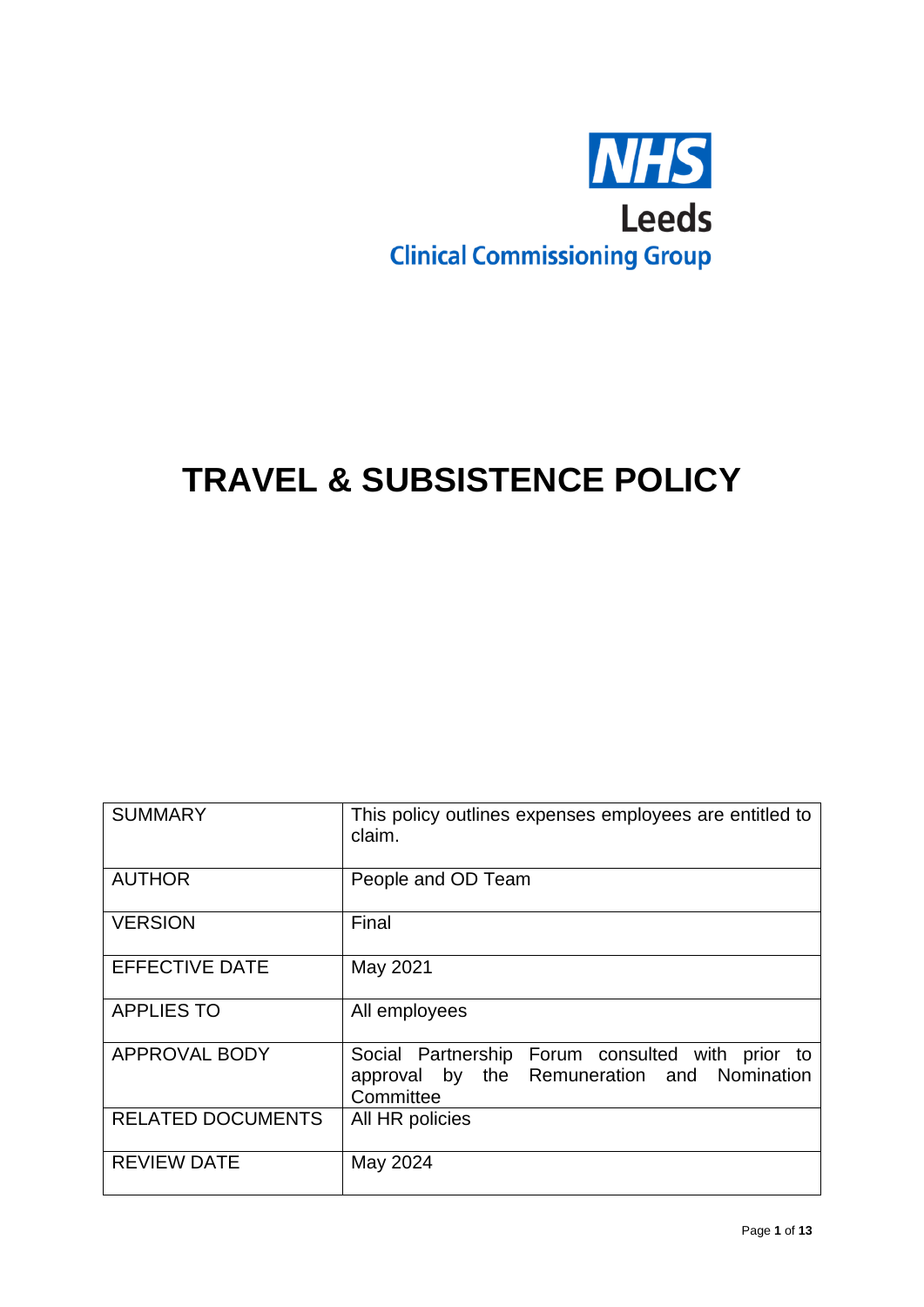NHS

Leeds

Clinical Commissioning Group

# TRAVEL & SUBSISTENCE POLICY

| | |
|---|---|
| SUMMARY | This policy outlines expenses employees are entitled to claim. |
| AUTHOR | People and OD Team |
| VERSION | Final |
| EFFECTIVE DATE | May 2021 |
| APPLIES TO | All employees |
| APPROVAL BODY | Social Partnership Forum consulted with prior to approval by the Remuneration and Nomination Committee |
| RELATED DOCUMENTS | All HR policies |
| REVIEW DATE | May 2024 |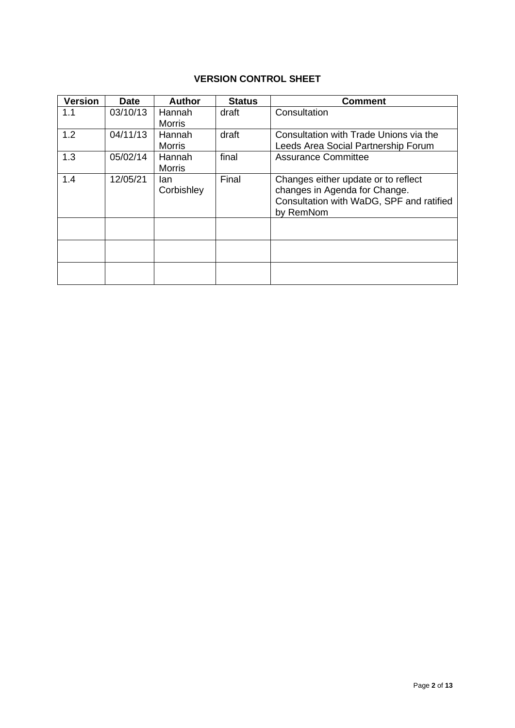**VERSION CONTROL SHEET**

| Version | Date | Author | Status | Comment |
|---|---|---|---|---|
| 1.1 | 03/10/13 | Hannah Morris | draft | Consultation |
| 1.2 | 04/11/13 | Hannah Morris | draft | Consultation with Trade Unions via the Leeds Area Social Partnership Forum |
| 1.3 | 05/02/14 | Hannah Morris | final | Assurance Committee |
| 1.4 | 12/05/21 | Ian Corbishley | Final | Changes either update or to reflect changes in Agenda for Change. Consultation with WaDG, SPF and ratified by RemNom |
| | | | | |
| | | | | |
| | | | | |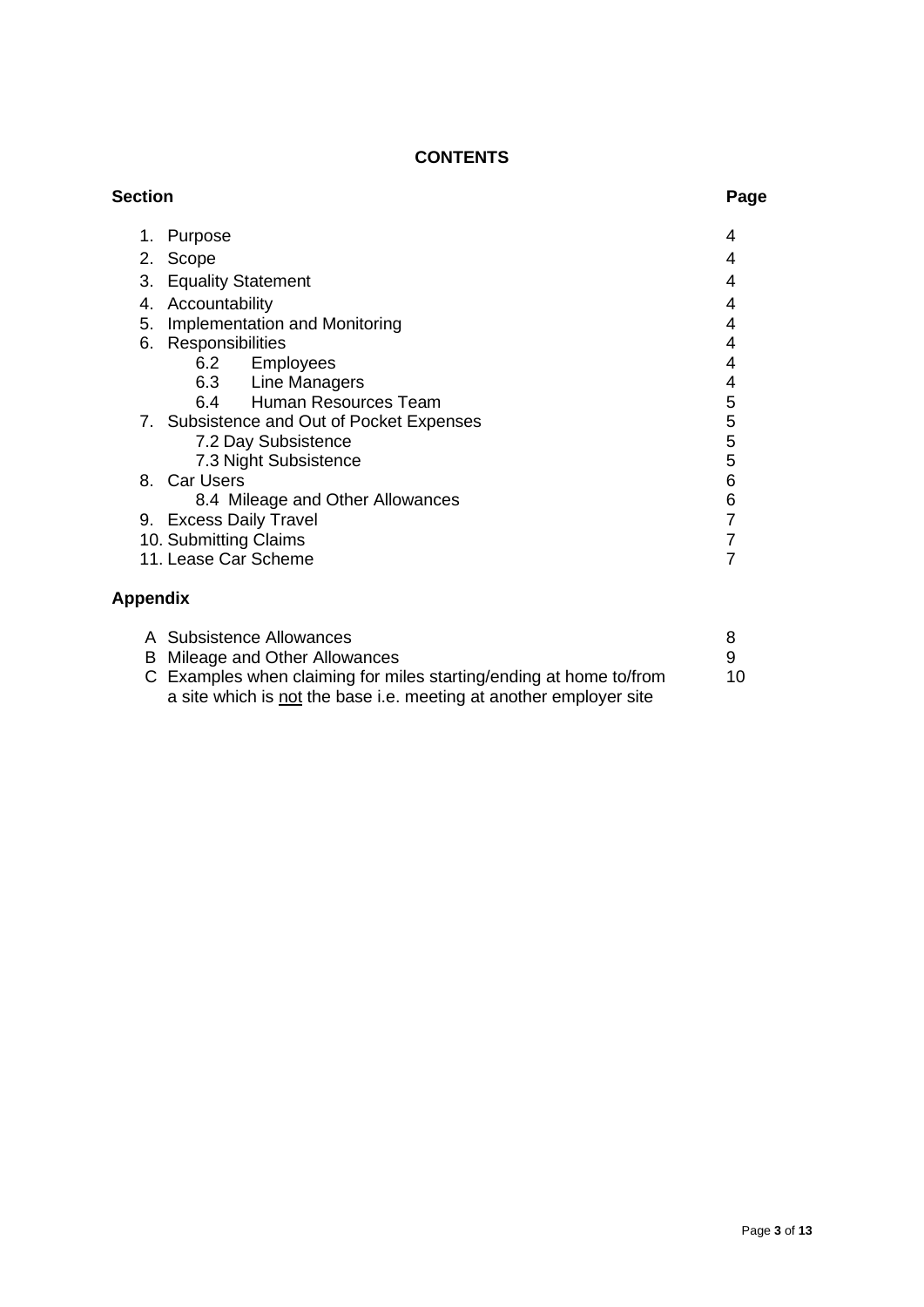**CONTENTS**

| Section | Page |
|---|---|
| 1. Purpose | 4 |
| 2. Scope | 4 |
| 3. Equality Statement | 4 |
| 4. Accountability | 4 |
| 5. Implementation and Monitoring | 4 |
| 6. Responsibilities | 4 |
| 6.2 Employees | 4 |
| 6.3 Line Managers | 4 |
| 6.4 Human Resources Team | 5 |
| 7. Subsistence and Out of Pocket Expenses | 5 |
| 7.2 Day Subsistence | 5 |
| 7.3 Night Subsistence | 5 |
| 8. Car Users | 6 |
| 8.4 Mileage and Other Allowances | 6 |
| 9. Excess Daily Travel | 7 |
| 10. Submitting Claims | 7 |
| 11. Lease Car Scheme | 7 |

**Appendix**

| | |
|---|---|
| A Subsistence Allowances | 8 |
| B Mileage and Other Allowances | 9 |
| C Examples when claiming for miles starting/ending at home to/from a site which is not the base i.e. meeting at another employer site | 10 |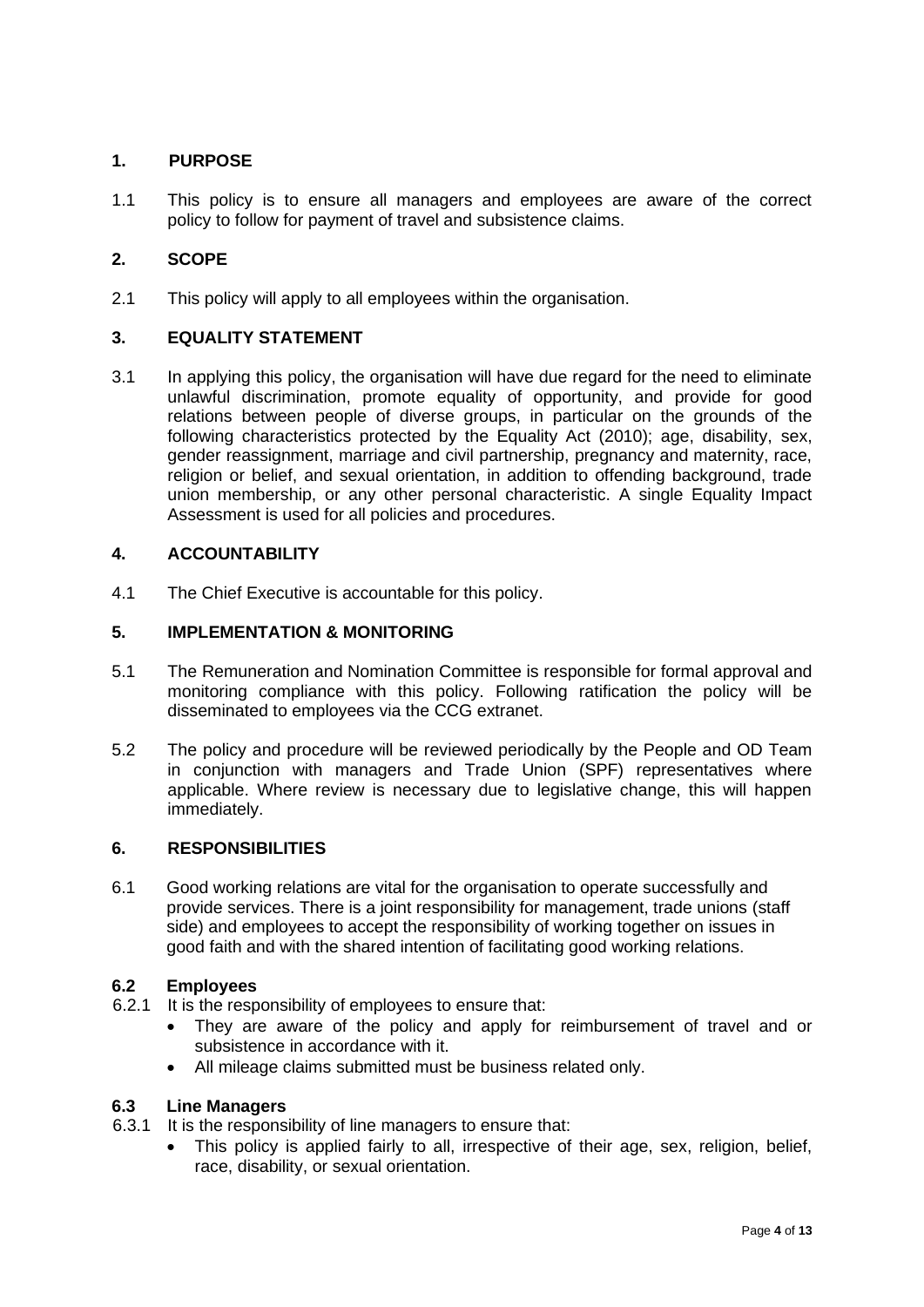## 1. PURPOSE

1.1 This policy is to ensure all managers and employees are aware of the correct policy to follow for payment of travel and subsistence claims.

## 2. SCOPE

2.1 This policy will apply to all employees within the organisation.

## 3. EQUALITY STATEMENT

3.1 In applying this policy, the organisation will have due regard for the need to eliminate unlawful discrimination, promote equality of opportunity, and provide for good relations between people of diverse groups, in particular on the grounds of the following characteristics protected by the Equality Act (2010); age, disability, sex, gender reassignment, marriage and civil partnership, pregnancy and maternity, race, religion or belief, and sexual orientation, in addition to offending background, trade union membership, or any other personal characteristic. A single Equality Impact Assessment is used for all policies and procedures.

## 4. ACCOUNTABILITY

4.1 The Chief Executive is accountable for this policy.

## 5. IMPLEMENTATION & MONITORING

5.1 The Remuneration and Nomination Committee is responsible for formal approval and monitoring compliance with this policy. Following ratification the policy will be disseminated to employees via the CCG extranet.

5.2 The policy and procedure will be reviewed periodically by the People and OD Team in conjunction with managers and Trade Union (SPF) representatives where applicable. Where review is necessary due to legislative change, this will happen immediately.

## 6. RESPONSIBILITIES

6.1 Good working relations are vital for the organisation to operate successfully and provide services. There is a joint responsibility for management, trade unions (staff side) and employees to accept the responsibility of working together on issues in good faith and with the shared intention of facilitating good working relations.

### 6.2 Employees

6.2.1 It is the responsibility of employees to ensure that:

- They are aware of the policy and apply for reimbursement of travel and or subsistence in accordance with it.
- All mileage claims submitted must be business related only.

### 6.3 Line Managers

6.3.1 It is the responsibility of line managers to ensure that:

- This policy is applied fairly to all, irrespective of their age, sex, religion, belief, race, disability, or sexual orientation.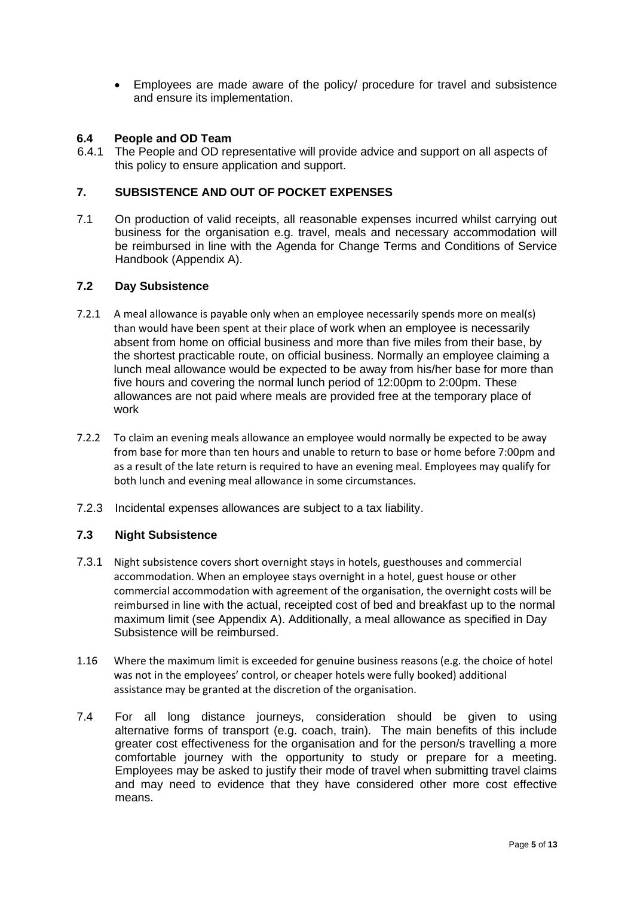- Employees are made aware of the policy/ procedure for travel and subsistence and ensure its implementation.

### 6.4 People and OD Team

6.4.1 The People and OD representative will provide advice and support on all aspects of this policy to ensure application and support.

## 7. SUBSISTENCE AND OUT OF POCKET EXPENSES

7.1 On production of valid receipts, all reasonable expenses incurred whilst carrying out business for the organisation e.g. travel, meals and necessary accommodation will be reimbursed in line with the Agenda for Change Terms and Conditions of Service Handbook (Appendix A).

### 7.2 Day Subsistence

7.2.1 A meal allowance is payable only when an employee necessarily spends more on meal(s) than would have been spent at their place of work when an employee is necessarily absent from home on official business and more than five miles from their base, by the shortest practicable route, on official business. Normally an employee claiming a lunch meal allowance would be expected to be away from his/her base for more than five hours and covering the normal lunch period of 12:00pm to 2:00pm. These allowances are not paid where meals are provided free at the temporary place of work

7.2.2 To claim an evening meals allowance an employee would normally be expected to be away from base for more than ten hours and unable to return to base or home before 7:00pm and as a result of the late return is required to have an evening meal. Employees may qualify for both lunch and evening meal allowance in some circumstances.

7.2.3 Incidental expenses allowances are subject to a tax liability.

### 7.3 Night Subsistence

7.3.1 Night subsistence covers short overnight stays in hotels, guesthouses and commercial accommodation. When an employee stays overnight in a hotel, guest house or other commercial accommodation with agreement of the organisation, the overnight costs will be reimbursed in line with the actual, receipted cost of bed and breakfast up to the normal maximum limit (see Appendix A). Additionally, a meal allowance as specified in Day Subsistence will be reimbursed.

1.16 Where the maximum limit is exceeded for genuine business reasons (e.g. the choice of hotel was not in the employees' control, or cheaper hotels were fully booked) additional assistance may be granted at the discretion of the organisation.

7.4 For all long distance journeys, consideration should be given to using alternative forms of transport (e.g. coach, train). The main benefits of this include greater cost effectiveness for the organisation and for the person/s travelling a more comfortable journey with the opportunity to study or prepare for a meeting. Employees may be asked to justify their mode of travel when submitting travel claims and may need to evidence that they have considered other more cost effective means.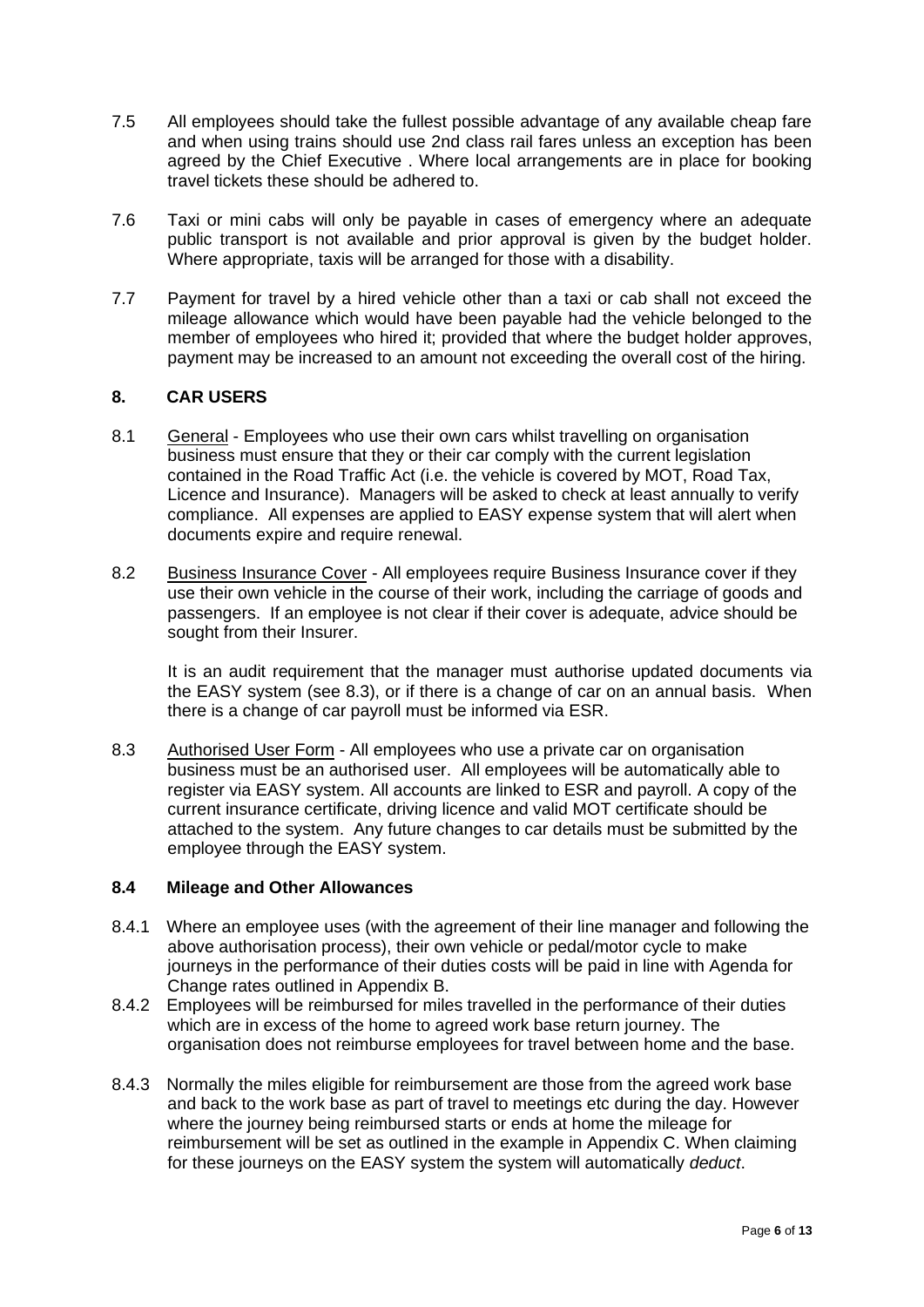7.5 All employees should take the fullest possible advantage of any available cheap fare and when using trains should use 2nd class rail fares unless an exception has been agreed by the Chief Executive . Where local arrangements are in place for booking travel tickets these should be adhered to.

7.6 Taxi or mini cabs will only be payable in cases of emergency where an adequate public transport is not available and prior approval is given by the budget holder. Where appropriate, taxis will be arranged for those with a disability.

7.7 Payment for travel by a hired vehicle other than a taxi or cab shall not exceed the mileage allowance which would have been payable had the vehicle belonged to the member of employees who hired it; provided that where the budget holder approves, payment may be increased to an amount not exceeding the overall cost of the hiring.

## 8. CAR USERS

8.1 <u>General</u> - Employees who use their own cars whilst travelling on organisation business must ensure that they or their car comply with the current legislation contained in the Road Traffic Act (i.e. the vehicle is covered by MOT, Road Tax, Licence and Insurance). Managers will be asked to check at least annually to verify compliance. All expenses are applied to EASY expense system that will alert when documents expire and require renewal.

8.2 <u>Business Insurance Cover</u> - All employees require Business Insurance cover if they use their own vehicle in the course of their work, including the carriage of goods and passengers. If an employee is not clear if their cover is adequate, advice should be sought from their Insurer.

It is an audit requirement that the manager must authorise updated documents via the EASY system (see 8.3), or if there is a change of car on an annual basis. When there is a change of car payroll must be informed via ESR.

8.3 <u>Authorised User Form</u> - All employees who use a private car on organisation business must be an authorised user. All employees will be automatically able to register via EASY system. All accounts are linked to ESR and payroll. A copy of the current insurance certificate, driving licence and valid MOT certificate should be attached to the system. Any future changes to car details must be submitted by the employee through the EASY system.

### 8.4 Mileage and Other Allowances

8.4.1 Where an employee uses (with the agreement of their line manager and following the above authorisation process), their own vehicle or pedal/motor cycle to make journeys in the performance of their duties costs will be paid in line with Agenda for Change rates outlined in Appendix B.

8.4.2 Employees will be reimbursed for miles travelled in the performance of their duties which are in excess of the home to agreed work base return journey. The organisation does not reimburse employees for travel between home and the base.

8.4.3 Normally the miles eligible for reimbursement are those from the agreed work base and back to the work base as part of travel to meetings etc during the day. However where the journey being reimbursed starts or ends at home the mileage for reimbursement will be set as outlined in the example in Appendix C. When claiming for these journeys on the EASY system the system will automatically *deduct*.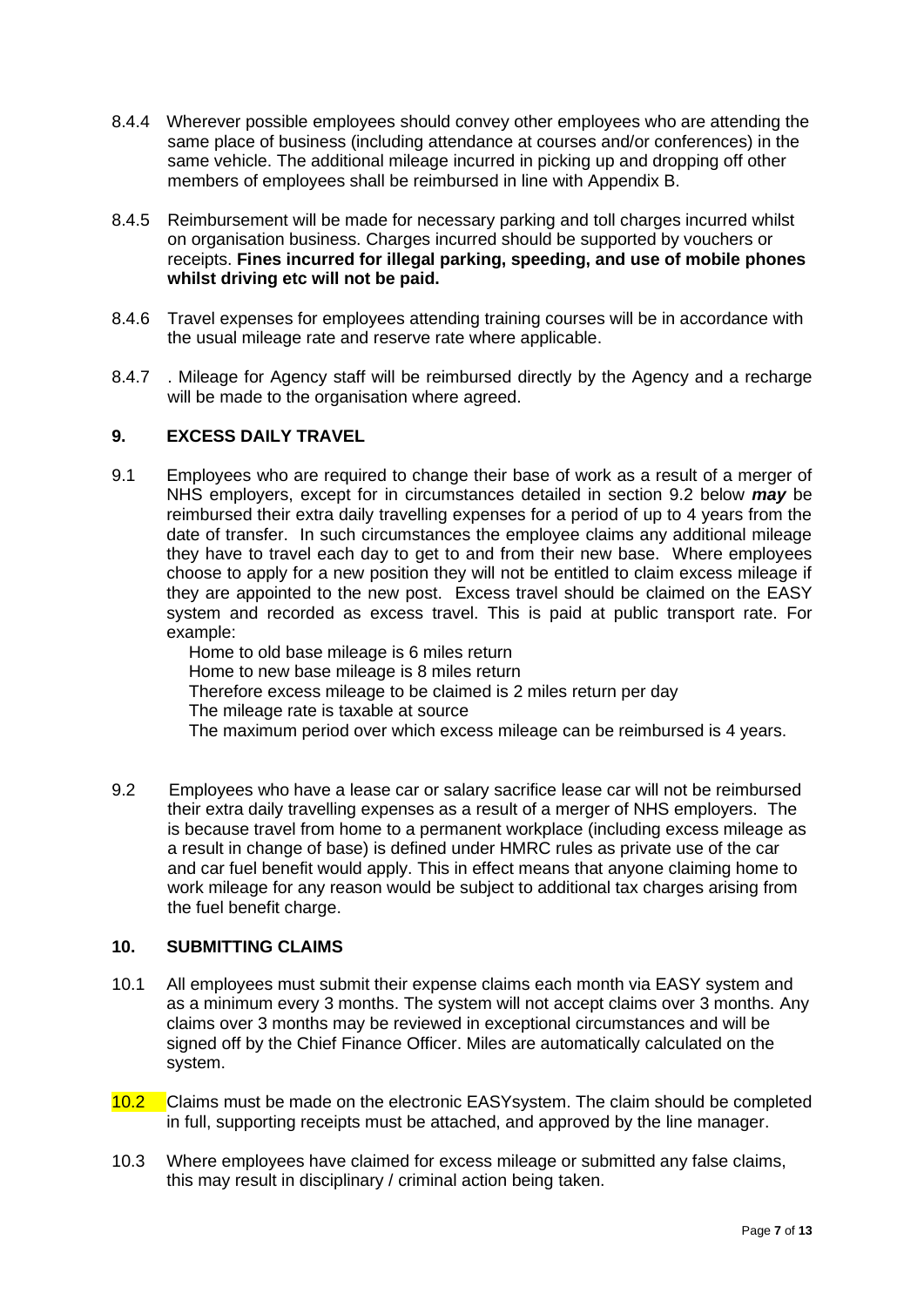8.4.4 Wherever possible employees should convey other employees who are attending the same place of business (including attendance at courses and/or conferences) in the same vehicle. The additional mileage incurred in picking up and dropping off other members of employees shall be reimbursed in line with Appendix B.

8.4.5 Reimbursement will be made for necessary parking and toll charges incurred whilst on organisation business. Charges incurred should be supported by vouchers or receipts. **Fines incurred for illegal parking, speeding, and use of mobile phones whilst driving etc will not be paid.**

8.4.6 Travel expenses for employees attending training courses will be in accordance with the usual mileage rate and reserve rate where applicable.

8.4.7 . Mileage for Agency staff will be reimbursed directly by the Agency and a recharge will be made to the organisation where agreed.

## 9. EXCESS DAILY TRAVEL

9.1 Employees who are required to change their base of work as a result of a merger of NHS employers, except for in circumstances detailed in section 9.2 below ***may*** be reimbursed their extra daily travelling expenses for a period of up to 4 years from the date of transfer. In such circumstances the employee claims any additional mileage they have to travel each day to get to and from their new base. Where employees choose to apply for a new position they will not be entitled to claim excess mileage if they are appointed to the new post. Excess travel should be claimed on the EASY system and recorded as excess travel. This is paid at public transport rate. For example:

Home to old base mileage is 6 miles return
Home to new base mileage is 8 miles return
Therefore excess mileage to be claimed is 2 miles return per day
The mileage rate is taxable at source
The maximum period over which excess mileage can be reimbursed is 4 years.

9.2 Employees who have a lease car or salary sacrifice lease car will not be reimbursed their extra daily travelling expenses as a result of a merger of NHS employers. The is because travel from home to a permanent workplace (including excess mileage as a result in change of base) is defined under HMRC rules as private use of the car and car fuel benefit would apply. This in effect means that anyone claiming home to work mileage for any reason would be subject to additional tax charges arising from the fuel benefit charge.

## 10. SUBMITTING CLAIMS

10.1 All employees must submit their expense claims each month via EASY system and as a minimum every 3 months. The system will not accept claims over 3 months. Any claims over 3 months may be reviewed in exceptional circumstances and will be signed off by the Chief Finance Officer. Miles are automatically calculated on the system.

10.2 Claims must be made on the electronic EASYsystem. The claim should be completed in full, supporting receipts must be attached, and approved by the line manager.

10.3 Where employees have claimed for excess mileage or submitted any false claims, this may result in disciplinary / criminal action being taken.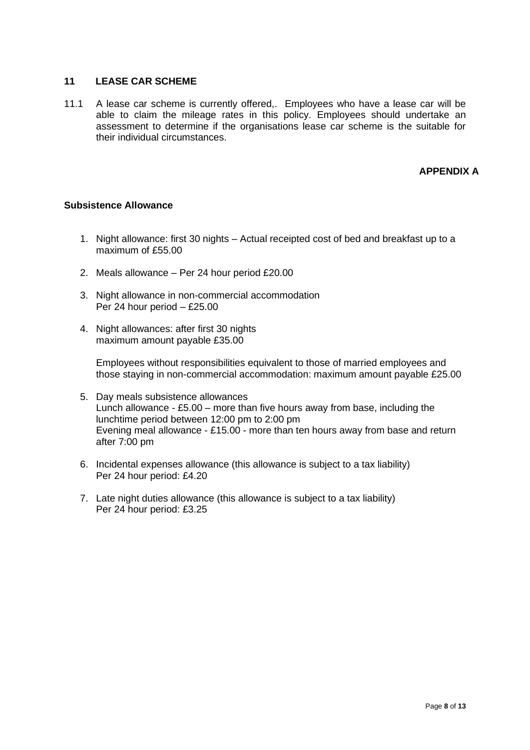## 11 LEASE CAR SCHEME

11.1 A lease car scheme is currently offered,. Employees who have a lease car will be able to claim the mileage rates in this policy. Employees should undertake an assessment to determine if the organisations lease car scheme is the suitable for their individual circumstances.

**APPENDIX A**

**Subsistence Allowance**

1. Night allowance: first 30 nights – Actual receipted cost of bed and breakfast up to a maximum of £55.00

2. Meals allowance – Per 24 hour period £20.00

3. Night allowance in non-commercial accommodation
   Per 24 hour period – £25.00

4. Night allowances: after first 30 nights
   maximum amount payable £35.00

   Employees without responsibilities equivalent to those of married employees and those staying in non-commercial accommodation: maximum amount payable £25.00

5. Day meals subsistence allowances
   Lunch allowance - £5.00 – more than five hours away from base, including the lunchtime period between 12:00 pm to 2:00 pm
   Evening meal allowance - £15.00 - more than ten hours away from base and return after 7:00 pm

6. Incidental expenses allowance (this allowance is subject to a tax liability)
   Per 24 hour period: £4.20

7. Late night duties allowance (this allowance is subject to a tax liability)
   Per 24 hour period: £3.25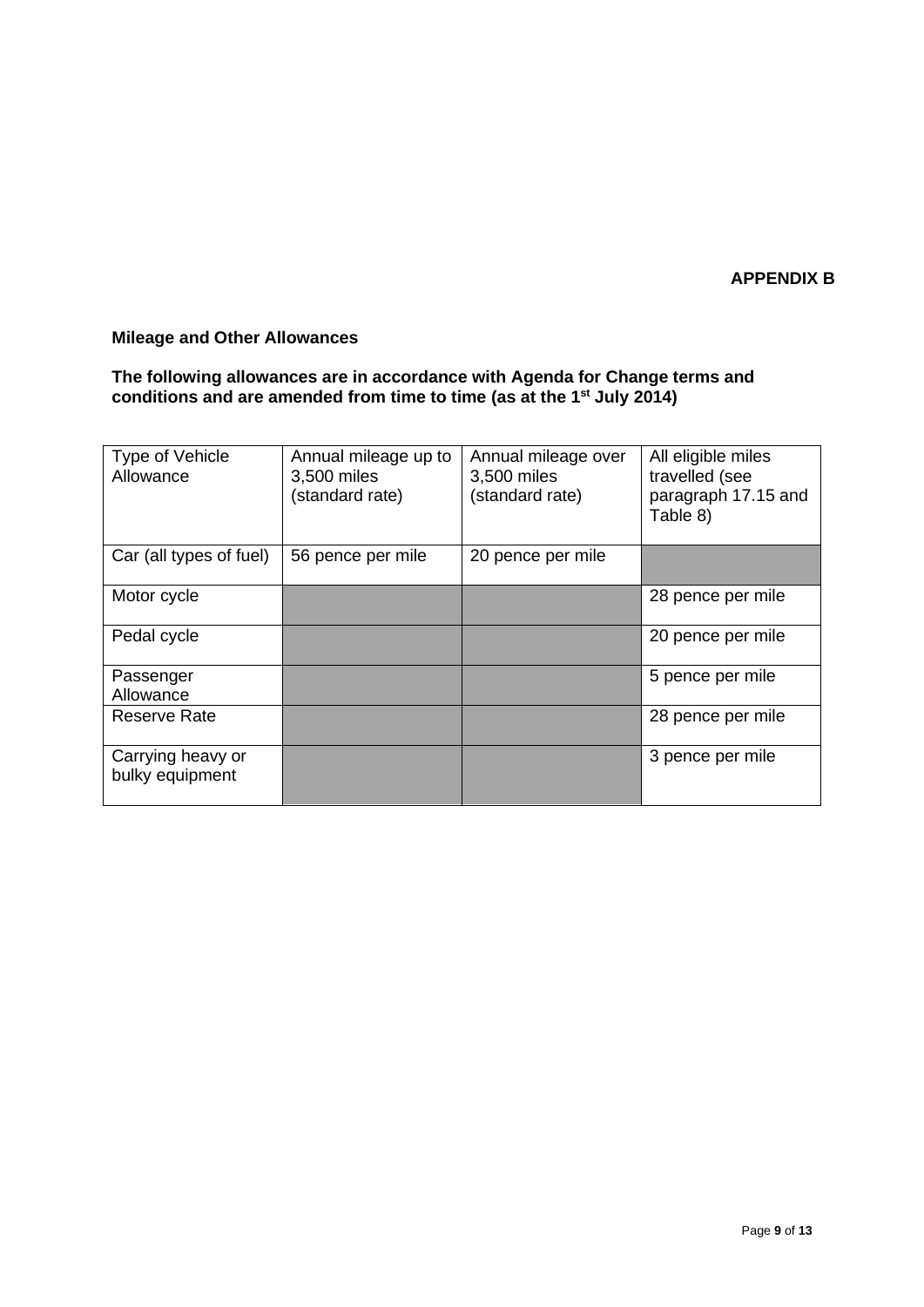**APPENDIX B**

**Mileage and Other Allowances**

**The following allowances are in accordance with Agenda for Change terms and conditions and are amended from time to time (as at the 1st July 2014)**

| Type of Vehicle Allowance | Annual mileage up to 3,500 miles (standard rate) | Annual mileage over 3,500 miles (standard rate) | All eligible miles travelled (see paragraph 17.15 and Table 8) |
|---|---|---|---|
| Car (all types of fuel) | 56 pence per mile | 20 pence per mile | |
| Motor cycle | | | 28 pence per mile |
| Pedal cycle | | | 20 pence per mile |
| Passenger Allowance | | | 5 pence per mile |
| Reserve Rate | | | 28 pence per mile |
| Carrying heavy or bulky equipment | | | 3 pence per mile |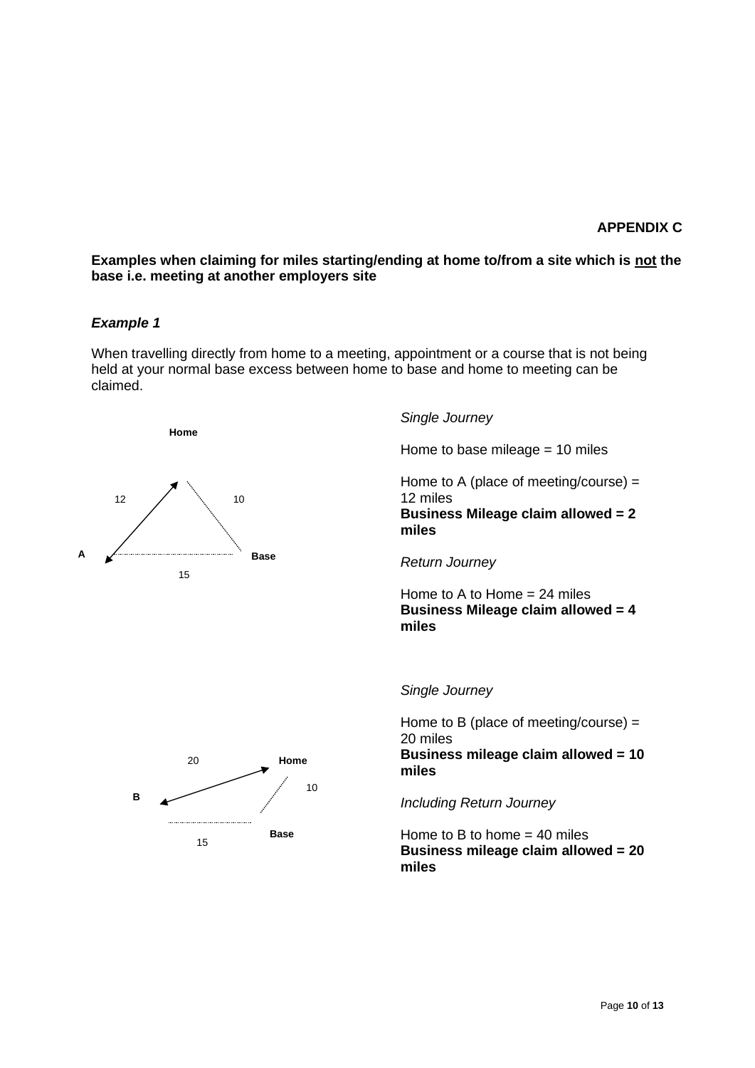**APPENDIX C**

**Examples when claiming for miles starting/ending at home to/from a site which is not the base i.e. meeting at another employers site**

***Example 1***

When travelling directly from home to a meeting, appointment or a course that is not being held at your normal base excess between home to base and home to meeting can be claimed.

Home

12 10

A Base

15

*Single Journey*

Home to base mileage = 10 miles

Home to A (place of meeting/course) = 12 miles
**Business Mileage claim allowed = 2 miles**

*Return Journey*

Home to A to Home = 24 miles
**Business Mileage claim allowed = 4 miles**

20 Home

10

B

Base

15

*Single Journey*

Home to B (place of meeting/course) = 20 miles
**Business mileage claim allowed = 10 miles**

*Including Return Journey*

Home to B to home = 40 miles
**Business mileage claim allowed = 20 miles**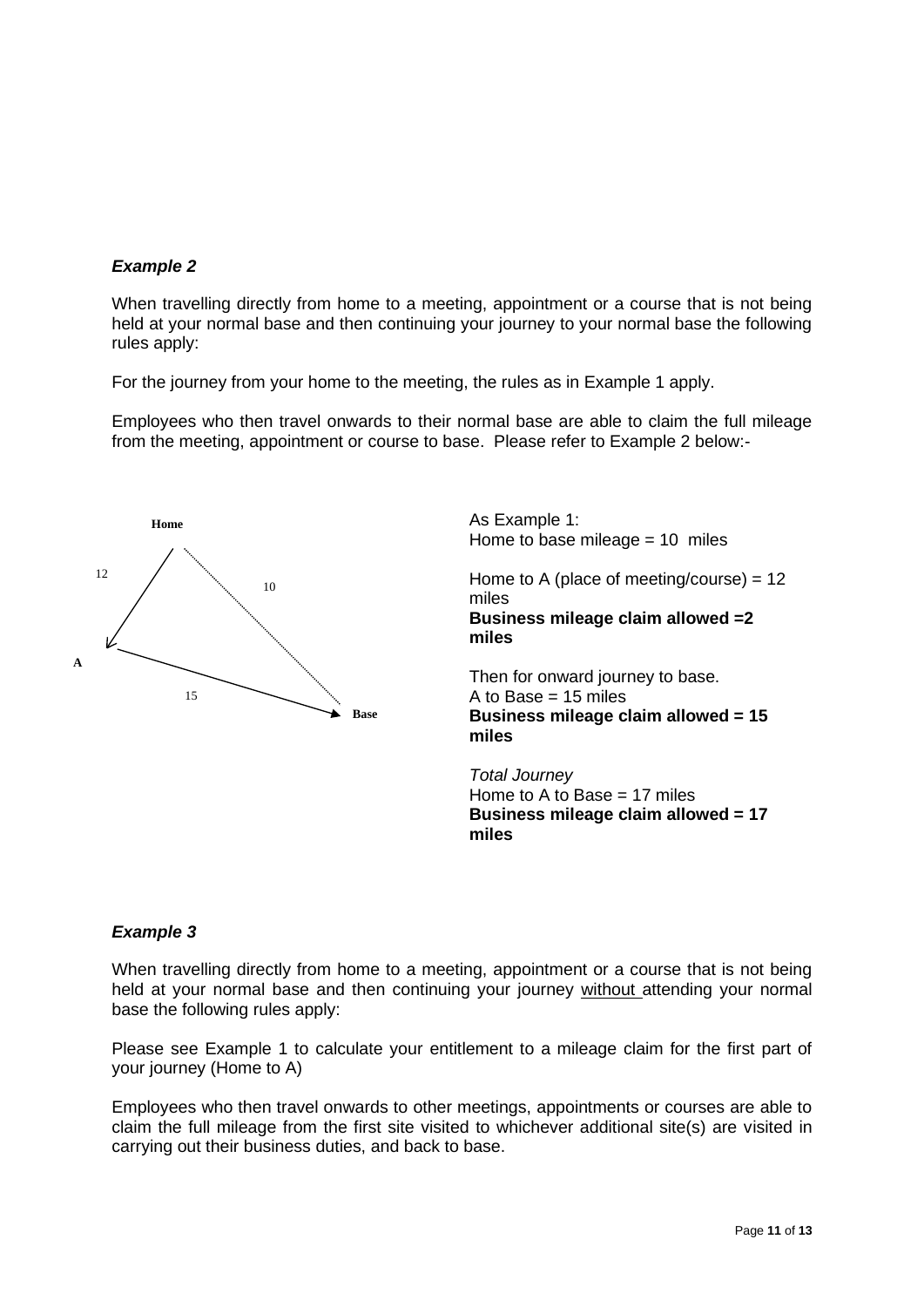### *Example 2*

When travelling directly from home to a meeting, appointment or a course that is not being held at your normal base and then continuing your journey to your normal base the following rules apply:

For the journey from your home to the meeting, the rules as in Example 1 apply.

Employees who then travel onwards to their normal base are able to claim the full mileage from the meeting, appointment or course to base. Please refer to Example 2 below:-

Home

12

10

A

15

Base

As Example 1:
Home to base mileage = 10 miles

Home to A (place of meeting/course) = 12 miles
**Business mileage claim allowed =2 miles**

Then for onward journey to base.
A to Base = 15 miles
**Business mileage claim allowed = 15 miles**

*Total Journey*
Home to A to Base = 17 miles
**Business mileage claim allowed = 17 miles**

### *Example 3*

When travelling directly from home to a meeting, appointment or a course that is not being held at your normal base and then continuing your journey without attending your normal base the following rules apply:

Please see Example 1 to calculate your entitlement to a mileage claim for the first part of your journey (Home to A)

Employees who then travel onwards to other meetings, appointments or courses are able to claim the full mileage from the first site visited to whichever additional site(s) are visited in carrying out their business duties, and back to base.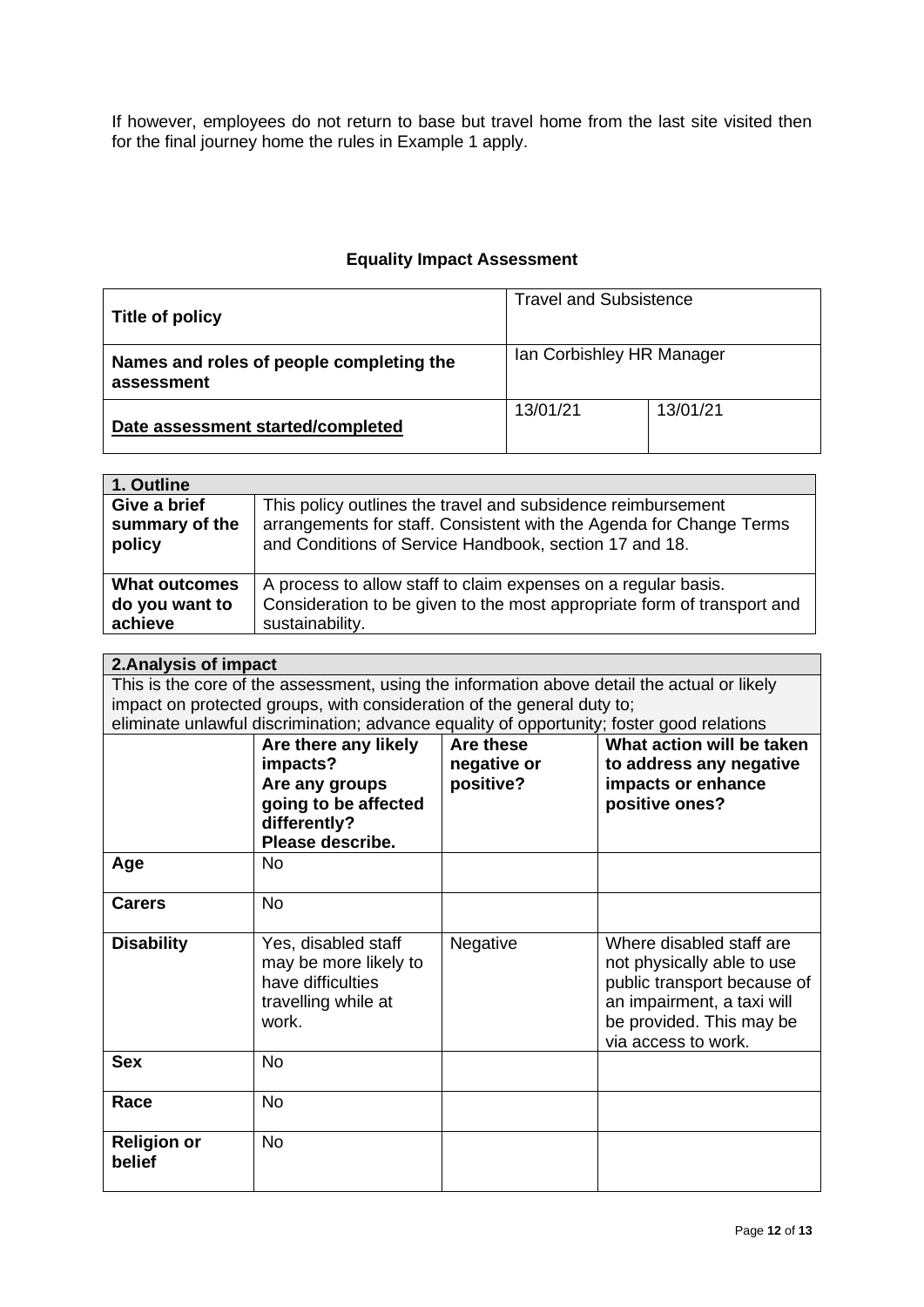If however, employees do not return to base but travel home from the last site visited then for the final journey home the rules in Example 1 apply.

## Equality Impact Assessment

| **Title of policy** | Travel and Subsistence | |
|---|---|---|
| **Names and roles of people completing the assessment** | Ian Corbishley HR Manager | |
| **Date assessment started/completed** | 13/01/21 | 13/01/21 |

| **1. Outline** | |
|---|---|
| **Give a brief summary of the policy** | This policy outlines the travel and subsidence reimbursement arrangements for staff. Consistent with the Agenda for Change Terms and Conditions of Service Handbook, section 17 and 18. |
| **What outcomes do you want to achieve** | A process to allow staff to claim expenses on a regular basis. Consideration to be given to the most appropriate form of transport and sustainability. |

**2.Analysis of impact**

This is the core of the assessment, using the information above detail the actual or likely impact on protected groups, with consideration of the general duty to; eliminate unlawful discrimination; advance equality of opportunity; foster good relations

| | **Are there any likely impacts? Are any groups going to be affected differently? Please describe.** | **Are these negative or positive?** | **What action will be taken to address any negative impacts or enhance positive ones?** |
|---|---|---|---|
| **Age** | No | | |
| **Carers** | No | | |
| **Disability** | Yes, disabled staff may be more likely to have difficulties travelling while at work. | Negative | Where disabled staff are not physically able to use public transport because of an impairment, a taxi will be provided. This may be via access to work. |
| **Sex** | No | | |
| **Race** | No | | |
| **Religion or belief** | No | | |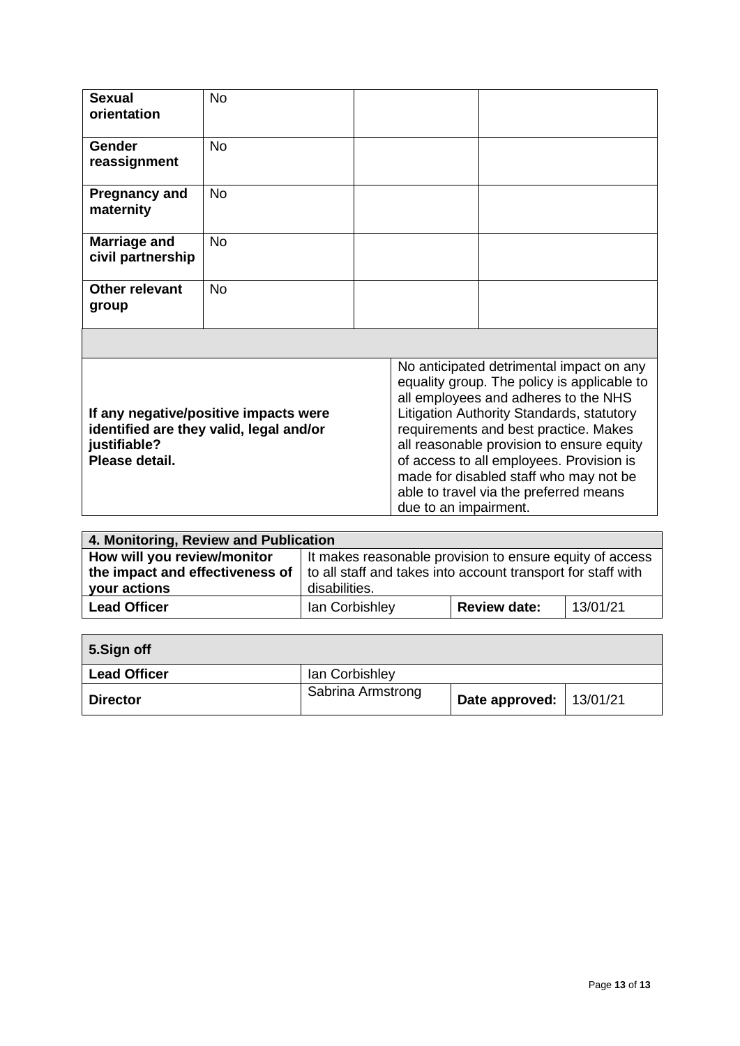| | | | |
|---|---|---|---|
| **Sexual orientation** | No | | |
| **Gender reassignment** | No | | |
| **Pregnancy and maternity** | No | | |
| **Marriage and civil partnership** | No | | |
| **Other relevant group** | No | | |

| | |
|---|---|
| **If any negative/positive impacts were identified are they valid, legal and/or justifiable? Please detail.** | No anticipated detrimental impact on any equality group. The policy is applicable to all employees and adheres to the NHS Litigation Authority Standards, statutory requirements and best practice. Makes all reasonable provision to ensure equity of access to all employees. Provision is made for disabled staff who may not be able to travel via the preferred means due to an impairment. |

| **4. Monitoring, Review and Publication** | | | |
|---|---|---|---|
| **How will you review/monitor the impact and effectiveness of your actions** | It makes reasonable provision to ensure equity of access to all staff and takes into account transport for staff with disabilities. | | |
| **Lead Officer** | Ian Corbishley | **Review date:** | 13/01/21 |

| **5.Sign off** | | | |
|---|---|---|---|
| **Lead Officer** | Ian Corbishley | | |
| **Director** | Sabrina Armstrong | **Date approved:** | 13/01/21 |